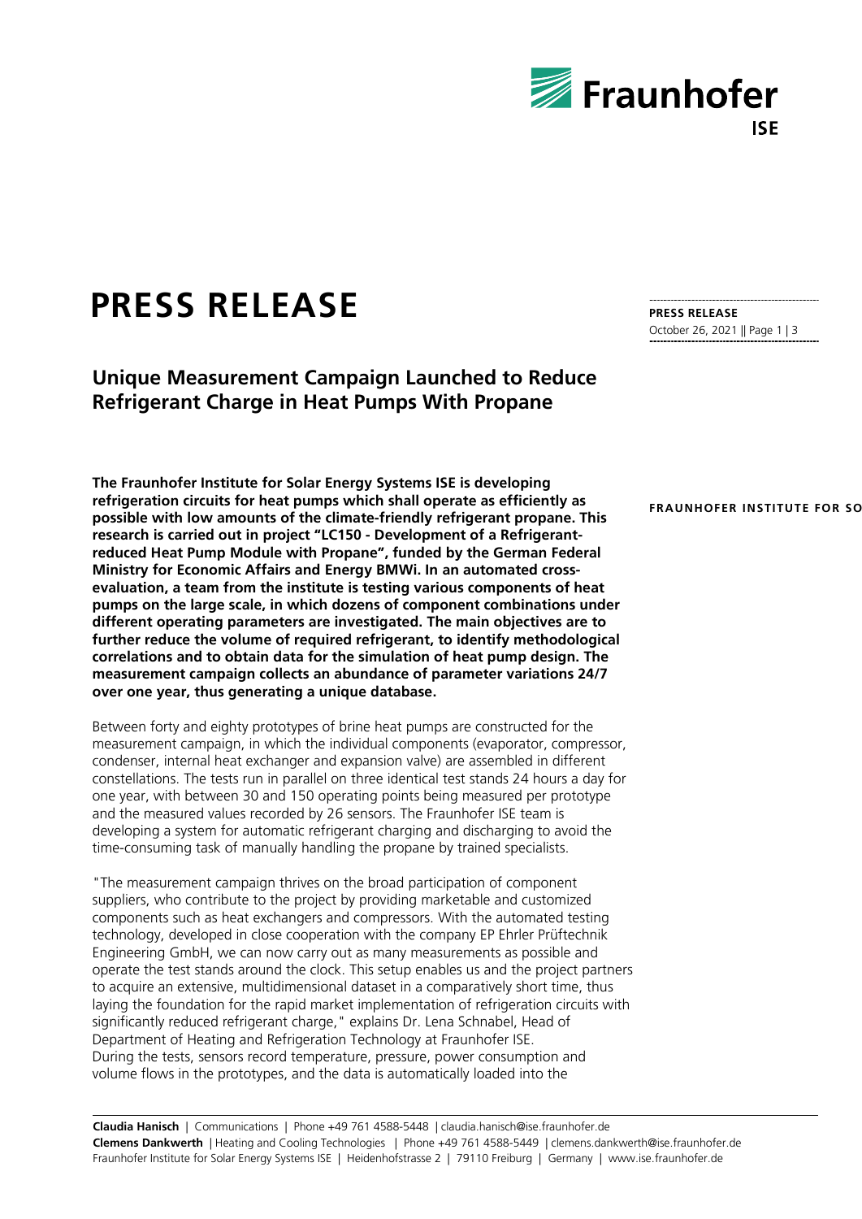# PRESS RELEASE

## Unique Measurement Campaign Launched to Reduce Refrigerant Charge in Heat Pumps With Propane

**The Fraunhofer Institute for Solar Energy Systems ISE is developing refrigeration circuits for heat pumps which shall operate as efficiently as possible with low amounts of the climate-friendly refrigerant propane. This research is carried out in project "LC150 - Development of a Refrigerant-reduced Heat Pump Module with Propane", funded by the German Federal Ministry for Economic Affairs and Energy BMWi. In an automated cross-evaluation, a team from the institute is testing various components of heat pumps on the large scale, in which dozens of component combinations under different operating parameters are investigated. The main objectives are to further reduce the volume of required refrigerant, to identify methodological correlations and to obtain data for the simulation of heat pump design. The measurement campaign collects an abundance of parameter variations 24/7 over one year, thus generating a unique database.**

Between forty and eighty prototypes of brine heat pumps are constructed for the measurement campaign, in which the individual components (evaporator, compressor, condenser, internal heat exchanger and expansion valve) are assembled in different constellations. The tests run in parallel on three identical test stands 24 hours a day for one year, with between 30 and 150 operating points being measured per prototype and the measured values recorded by 26 sensors. The Fraunhofer ISE team is developing a system for automatic refrigerant charging and discharging to avoid the time-consuming task of manually handling the propane by trained specialists.

"The measurement campaign thrives on the broad participation of component suppliers, who contribute to the project by providing marketable and customized components such as heat exchangers and compressors. With the automated testing technology, developed in close cooperation with the company EP Ehrler Prüftechnik Engineering GmbH, we can now carry out as many measurements as possible and operate the test stands around the clock. This setup enables us and the project partners to acquire an extensive, multidimensional dataset in a comparatively short time, thus laying the foundation for the rapid market implementation of refrigeration circuits with significantly reduced refrigerant charge," explains Dr. Lena Schnabel, Head of Department of Heating and Refrigeration Technology at Fraunhofer ISE.
During the tests, sensors record temperature, pressure, power consumption and volume flows in the prototypes, and the data is automatically loaded into the

**Claudia Hanisch** | Communications | Phone +49 761 4588-5448 | claudia.hanisch@ise.fraunhofer.de
**Clemens Dankwerth** | Heating and Cooling Technologies | Phone +49 761 4588-5449 | clemens.dankwerth@ise.fraunhofer.de
Fraunhofer Institute for Solar Energy Systems ISE | Heidenhofstrasse 2 | 79110 Freiburg | Germany | www.ise.fraunhofer.de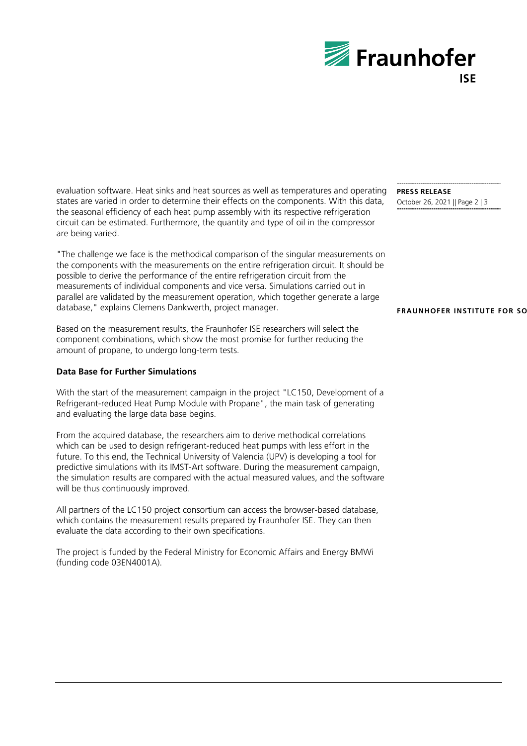evaluation software. Heat sinks and heat sources as well as temperatures and operating states are varied in order to determine their effects on the components. With this data, the seasonal efficiency of each heat pump assembly with its respective refrigeration circuit can be estimated. Furthermore, the quantity and type of oil in the compressor are being varied.

"The challenge we face is the methodical comparison of the singular measurements on the components with the measurements on the entire refrigeration circuit. It should be possible to derive the performance of the entire refrigeration circuit from the measurements of individual components and vice versa. Simulations carried out in parallel are validated by the measurement operation, which together generate a large database," explains Clemens Dankwerth, project manager.

Based on the measurement results, the Fraunhofer ISE researchers will select the component combinations, which show the most promise for further reducing the amount of propane, to undergo long-term tests.

**Data Base for Further Simulations**

With the start of the measurement campaign in the project "LC150, Development of a Refrigerant-reduced Heat Pump Module with Propane", the main task of generating and evaluating the large data base begins.

From the acquired database, the researchers aim to derive methodical correlations which can be used to design refrigerant-reduced heat pumps with less effort in the future. To this end, the Technical University of Valencia (UPV) is developing a tool for predictive simulations with its IMST-Art software. During the measurement campaign, the simulation results are compared with the actual measured values, and the software will be thus continuously improved.

All partners of the LC150 project consortium can access the browser-based database, which contains the measurement results prepared by Fraunhofer ISE. They can then evaluate the data according to their own specifications.

The project is funded by the Federal Ministry for Economic Affairs and Energy BMWi (funding code 03EN4001A).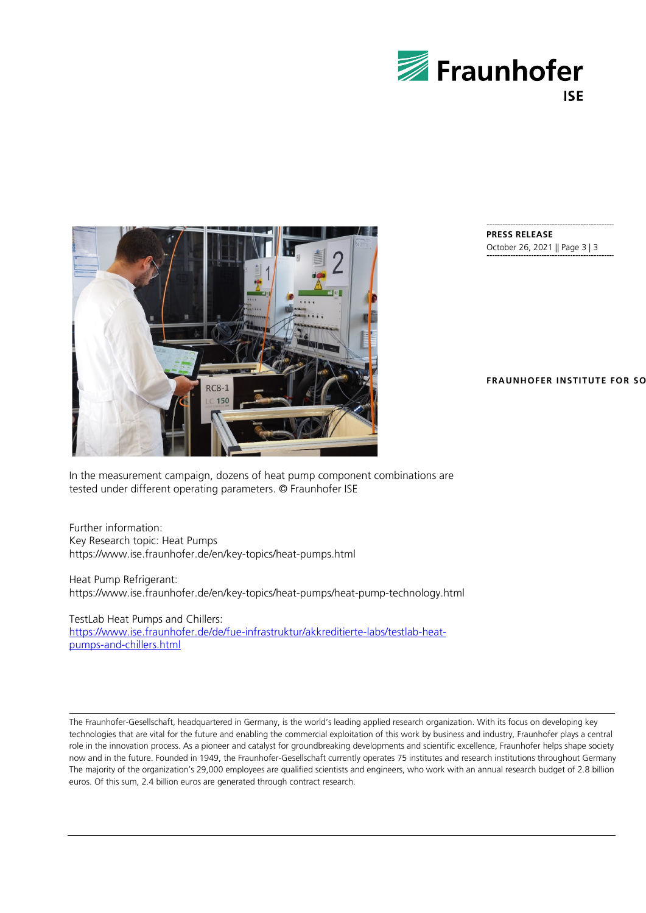In the measurement campaign, dozens of heat pump component combinations are tested under different operating parameters. © Fraunhofer ISE

Further information:
Key Research topic: Heat Pumps
https://www.ise.fraunhofer.de/en/key-topics/heat-pumps.html

Heat Pump Refrigerant:
https://www.ise.fraunhofer.de/en/key-topics/heat-pumps/heat-pump-technology.html

TestLab Heat Pumps and Chillers:
[https://www.ise.fraunhofer.de/de/fue-infrastruktur/akkreditierte-labs/testlab-heat-pumps-and-chillers.html](https://www.ise.fraunhofer.de/de/fue-infrastruktur/akkreditierte-labs/testlab-heat-pumps-and-chillers.html)

The Fraunhofer-Gesellschaft, headquartered in Germany, is the world's leading applied research organization. With its focus on developing key technologies that are vital for the future and enabling the commercial exploitation of this work by business and industry, Fraunhofer plays a central role in the innovation process. As a pioneer and catalyst for groundbreaking developments and scientific excellence, Fraunhofer helps shape society now and in the future. Founded in 1949, the Fraunhofer-Gesellschaft currently operates 75 institutes and research institutions throughout Germany The majority of the organization's 29,000 employees are qualified scientists and engineers, who work with an annual research budget of 2.8 billion euros. Of this sum, 2.4 billion euros are generated through contract research.